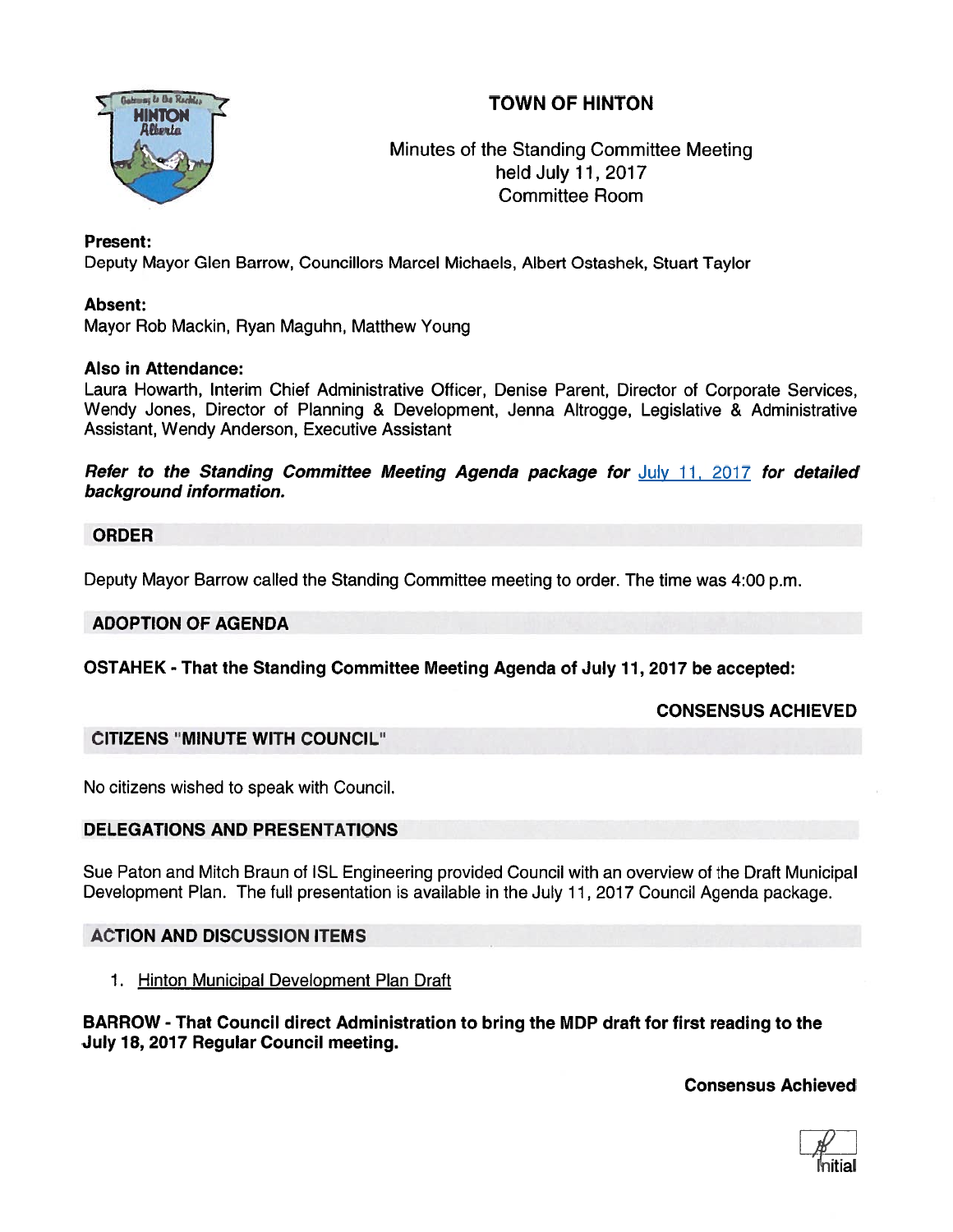# TOWN OF HINTON

Minutes of the Standing Committee Meeting
held July 11, 2017
Committee Room

**Present:**
Deputy Mayor Glen Barrow, Councillors Marcel Michaels, Albert Ostashek, Stuart Taylor

**Absent:**
Mayor Rob Mackin, Ryan Maguhn, Matthew Young

**Also in Attendance:**
Laura Howarth, Interim Chief Administrative Officer, Denise Parent, Director of Corporate Services, Wendy Jones, Director of Planning & Development, Jenna Altrogge, Legislative & Administrative Assistant, Wendy Anderson, Executive Assistant

***Refer to the Standing Committee Meeting Agenda package for* July 11, 2017 *for detailed background information.***

## ORDER

Deputy Mayor Barrow called the Standing Committee meeting to order. The time was 4:00 p.m.

## ADOPTION OF AGENDA

**OSTAHEK - That the Standing Committee Meeting Agenda of July 11, 2017 be accepted:**

**CONSENSUS ACHIEVED**

## CITIZENS "MINUTE WITH COUNCIL"

No citizens wished to speak with Council.

## DELEGATIONS AND PRESENTATIONS

Sue Paton and Mitch Braun of ISL Engineering provided Council with an overview of the Draft Municipal Development Plan. The full presentation is available in the July 11, 2017 Council Agenda package.

## ACTION AND DISCUSSION ITEMS

1. Hinton Municipal Development Plan Draft

**BARROW - That Council direct Administration to bring the MDP draft for first reading to the July 18, 2017 Regular Council meeting.**

**Consensus Achieved**

Initial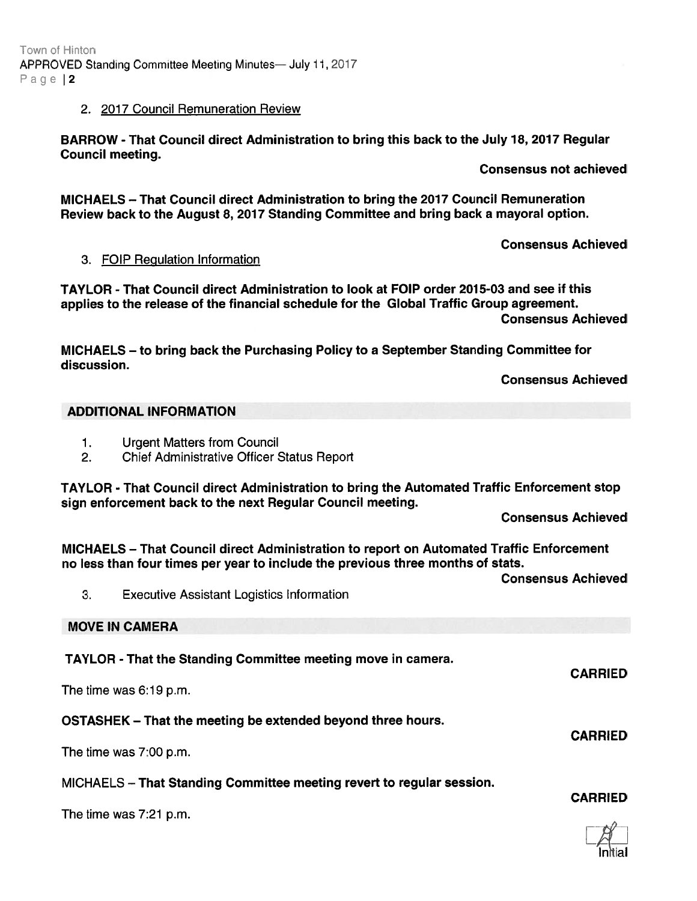2. 2017 Council Remuneration Review

**BARROW - That Council direct Administration to bring this back to the July 18, 2017 Regular Council meeting.**

**Consensus not achieved**

**MICHAELS – That Council direct Administration to bring the 2017 Council Remuneration Review back to the August 8, 2017 Standing Committee and bring back a mayoral option.**

**Consensus Achieved**

3. FOIP Regulation Information

**TAYLOR - That Council direct Administration to look at FOIP order 2015-03 and see if this applies to the release of the financial schedule for the Global Traffic Group agreement.**

**Consensus Achieved**

**MICHAELS – to bring back the Purchasing Policy to a September Standing Committee for discussion.**

**Consensus Achieved**

## ADDITIONAL INFORMATION

1. Urgent Matters from Council
2. Chief Administrative Officer Status Report

**TAYLOR - That Council direct Administration to bring the Automated Traffic Enforcement stop sign enforcement back to the next Regular Council meeting.**

**Consensus Achieved**

**MICHAELS – That Council direct Administration to report on Automated Traffic Enforcement no less than four times per year to include the previous three months of stats.**

**Consensus Achieved**

3. Executive Assistant Logistics Information

## MOVE IN CAMERA

**TAYLOR - That the Standing Committee meeting move in camera.**

**CARRIED**

The time was 6:19 p.m.

**OSTASHEK – That the meeting be extended beyond three hours.**

**CARRIED**

The time was 7:00 p.m.

MICHAELS – **That Standing Committee meeting revert to regular session.**

**CARRIED**

The time was 7:21 p.m.

Initial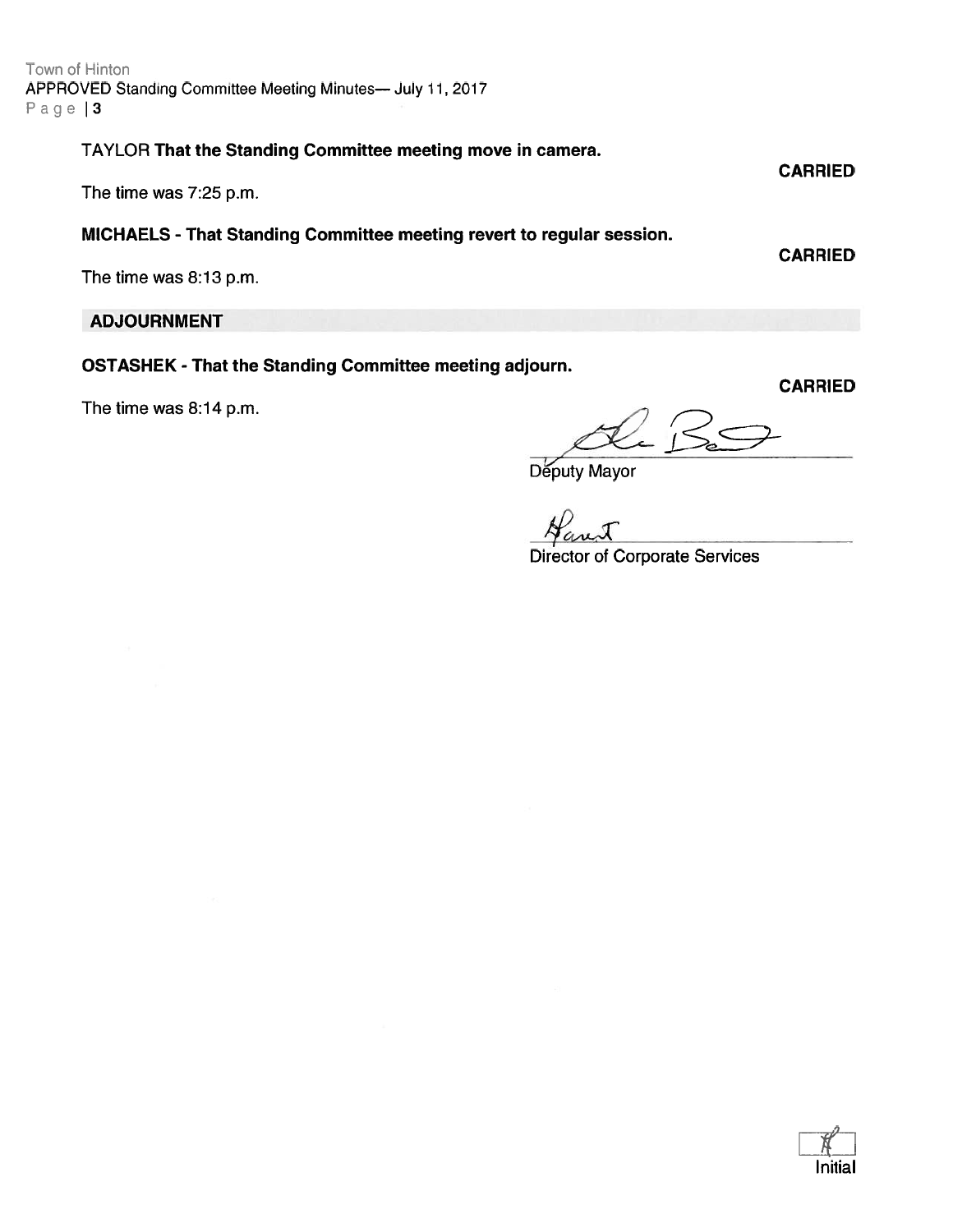TAYLOR **That the Standing Committee meeting move in camera.**

**CARRIED**

The time was 7:25 p.m.

**MICHAELS - That Standing Committee meeting revert to regular session.**

**CARRIED**

The time was 8:13 p.m.

## ADJOURNMENT

**OSTASHEK - That the Standing Committee meeting adjourn.**

**CARRIED**

The time was 8:14 p.m.

Deputy Mayor

Director of Corporate Services

Initial